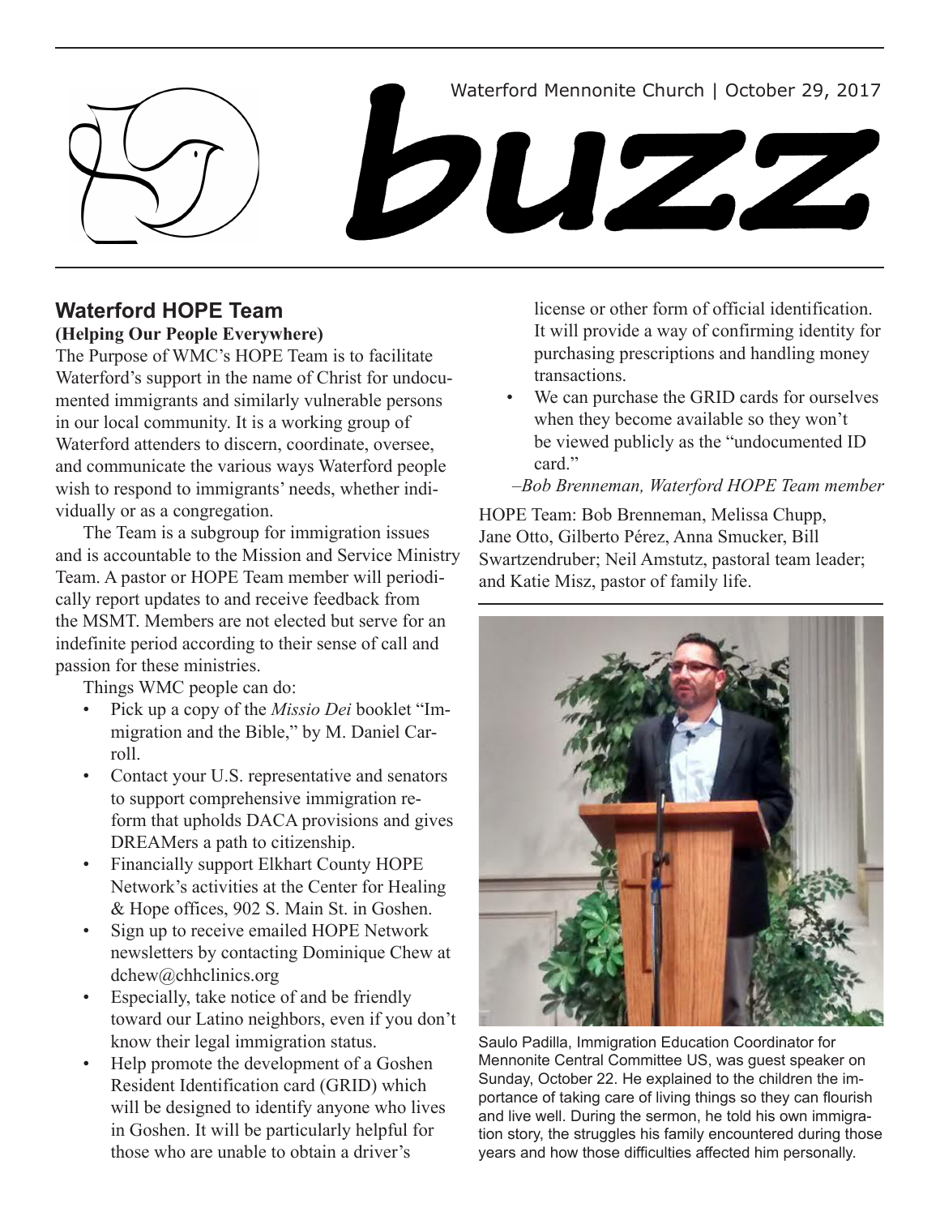Waterford Mennonite Church | October 29, 2017

# buzz

## Waterford HOPE Team

**(Helping Our People Everywhere)**

The Purpose of WMC's HOPE Team is to facilitate Waterford's support in the name of Christ for undocumented immigrants and similarly vulnerable persons in our local community. It is a working group of Waterford attenders to discern, coordinate, oversee, and communicate the various ways Waterford people wish to respond to immigrants' needs, whether individually or as a congregation.

The Team is a subgroup for immigration issues and is accountable to the Mission and Service Ministry Team. A pastor or HOPE Team member will periodically report updates to and receive feedback from the MSMT. Members are not elected but serve for an indefinite period according to their sense of call and passion for these ministries.

Things WMC people can do:

- Pick up a copy of the *Missio Dei* booklet "Immigration and the Bible," by M. Daniel Carroll.
- Contact your U.S. representative and senators to support comprehensive immigration reform that upholds DACA provisions and gives DREAMers a path to citizenship.
- Financially support Elkhart County HOPE Network's activities at the Center for Healing & Hope offices, 902 S. Main St. in Goshen.
- Sign up to receive emailed HOPE Network newsletters by contacting Dominique Chew at dchew@chhclinics.org
- Especially, take notice of and be friendly toward our Latino neighbors, even if you don't know their legal immigration status.
- Help promote the development of a Goshen Resident Identification card (GRID) which will be designed to identify anyone who lives in Goshen. It will be particularly helpful for those who are unable to obtain a driver's license or other form of official identification. It will provide a way of confirming identity for purchasing prescriptions and handling money transactions.
- We can purchase the GRID cards for ourselves when they become available so they won't be viewed publicly as the "undocumented ID card."

*–Bob Brenneman, Waterford HOPE Team member*

HOPE Team: Bob Brenneman, Melissa Chupp, Jane Otto, Gilberto Pérez, Anna Smucker, Bill Swartzendruber; Neil Amstutz, pastoral team leader; and Katie Misz, pastor of family life.

Saulo Padilla, Immigration Education Coordinator for Mennonite Central Committee US, was guest speaker on Sunday, October 22. He explained to the children the importance of taking care of living things so they can flourish and live well. During the sermon, he told his own immigration story, the struggles his family encountered during those years and how those difficulties affected him personally.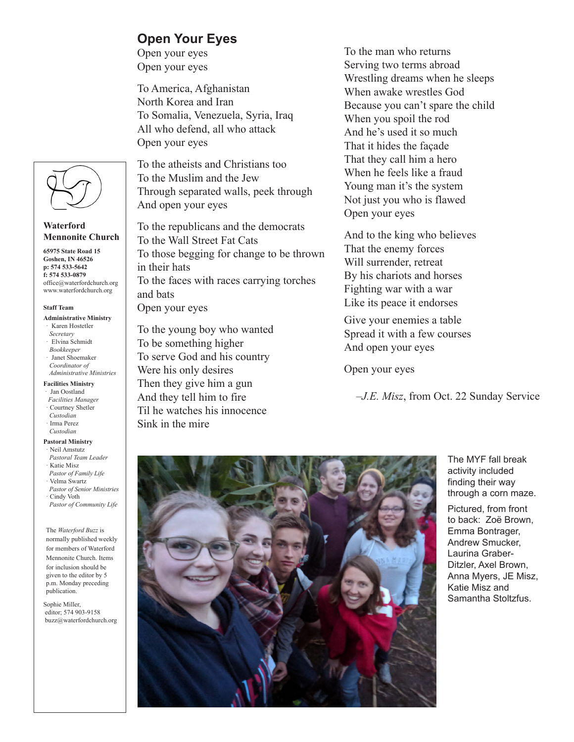## Open Your Eyes

Open your eyes
Open your eyes

To America, Afghanistan
North Korea and Iran
To Somalia, Venezuela, Syria, Iraq
All who defend, all who attack
Open your eyes

To the atheists and Christians too
To the Muslim and the Jew
Through separated walls, peek through
And open your eyes

To the republicans and the democrats
To the Wall Street Fat Cats
To those begging for change to be thrown in their hats
To the faces with races carrying torches and bats
Open your eyes

To the young boy who wanted
To be something higher
To serve God and his country
Were his only desires
Then they give him a gun
And they tell him to fire
Til he watches his innocence
Sink in the mire

To the man who returns
Serving two terms abroad
Wrestling dreams when he sleeps
When awake wrestles God
Because you can't spare the child
When you spoil the rod
And he's used it so much
That it hides the façade
That they call him a hero
When he feels like a fraud
Young man it's the system
Not just you who is flawed
Open your eyes

And to the king who believes
That the enemy forces
Will surrender, retreat
By his chariots and horses
Fighting war with a war
Like its peace it endorses

Give your enemies a table
Spread it with a few courses
And open your eyes

Open your eyes

–*J.E. Misz*, from Oct. 22 Sunday Service

The MYF fall break activity included finding their way through a corn maze.

Pictured, from front to back: Zoë Brown, Emma Bontrager, Andrew Smucker, Laurina Graber-Ditzler, Axel Brown, Anna Myers, JE Misz, Katie Misz and Samantha Stoltzfus.

**Waterford Mennonite Church**

**65975 State Road 15**
**Goshen, IN 46526**
**p: 574 533-5642**
**f: 574 533-0879**
office@waterfordchurch.org
www.waterfordchurch.org

**Staff Team**

**Administrative Ministry**
- Karen Hostetler, *Secretary*
- Elvina Schmidt, *Bookkeeper*
- Janet Shoemaker, *Coordinator of Administrative Ministries*

**Facilities Ministry**
- Jan Oostland, *Facilities Manager*
- Courtney Shetler, *Custodian*
- Irma Perez, *Custodian*

**Pastoral Ministry**
- Neil Amstutz, *Pastoral Team Leader*
- Katie Misz, *Pastor of Family Life*
- Velma Swartz, *Pastor of Senior Ministries*
- Cindy Voth, *Pastor of Community Life*

The *Waterford Buzz* is normally published weekly for members of Waterford Mennonite Church. Items for inclusion should be given to the editor by 5 p.m. Monday preceding publication.

Sophie Miller, editor; 574 903-9158
buzz@waterfordchurch.org